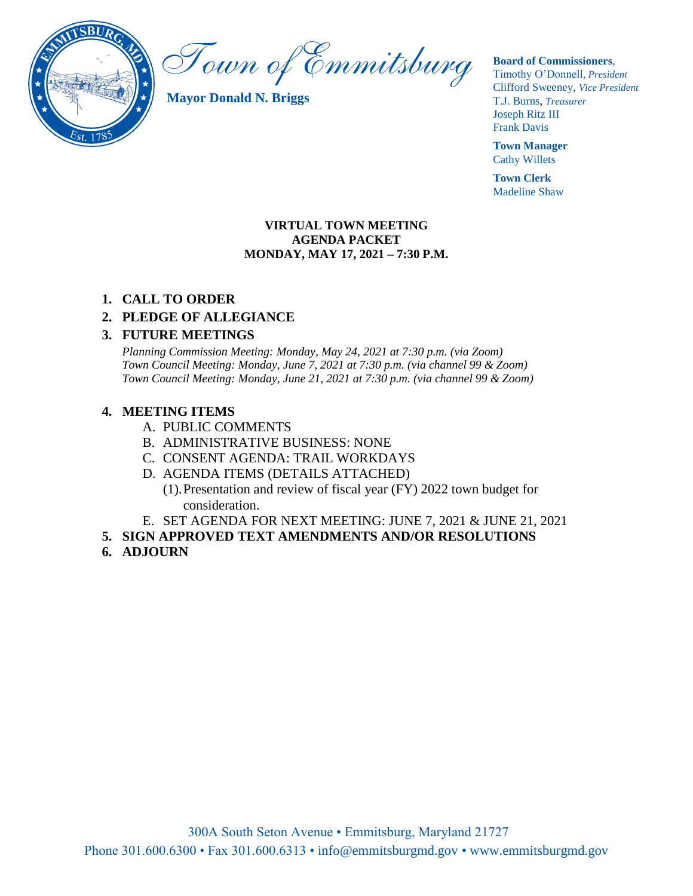# Town of Emmitsburg

**Mayor Donald N. Briggs**

**Board of Commissioners**,
Timothy O'Donnell, *President*
Clifford Sweeney, *Vice President*
T.J. Burns, *Treasurer*
Joseph Ritz III
Frank Davis

**Town Manager**
Cathy Willets

**Town Clerk**
Madeline Shaw

**VIRTUAL TOWN MEETING**
**AGENDA PACKET**
**MONDAY, MAY 17, 2021 – 7:30 P.M.**

1. **CALL TO ORDER**
2. **PLEDGE OF ALLEGIANCE**
3. **FUTURE MEETINGS**

   *Planning Commission Meeting: Monday, May 24, 2021 at 7:30 p.m. (via Zoom)*
   *Town Council Meeting: Monday, June 7, 2021 at 7:30 p.m. (via channel 99 & Zoom)*
   *Town Council Meeting: Monday, June 21, 2021 at 7:30 p.m. (via channel 99 & Zoom)*

4. **MEETING ITEMS**
   - A. PUBLIC COMMENTS
   - B. ADMINISTRATIVE BUSINESS: NONE
   - C. CONSENT AGENDA: TRAIL WORKDAYS
   - D. AGENDA ITEMS (DETAILS ATTACHED)
     - (1). Presentation and review of fiscal year (FY) 2022 town budget for consideration.
   - E. SET AGENDA FOR NEXT MEETING: JUNE 7, 2021 & JUNE 21, 2021
5. **SIGN APPROVED TEXT AMENDMENTS AND/OR RESOLUTIONS**
6. **ADJOURN**

300A South Seton Avenue • Emmitsburg, Maryland 21727
Phone 301.600.6300 • Fax 301.600.6313 • info@emmitsburgmd.gov • www.emmitsburgmd.gov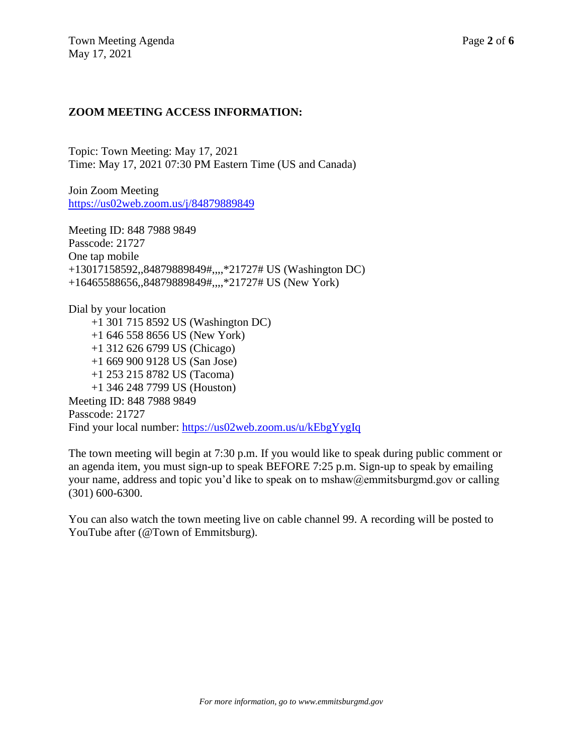**ZOOM MEETING ACCESS INFORMATION:**

Topic: Town Meeting: May 17, 2021
Time: May 17, 2021 07:30 PM Eastern Time (US and Canada)

Join Zoom Meeting
[https://us02web.zoom.us/j/84879889849](https://us02web.zoom.us/j/84879889849)

Meeting ID: 848 7988 9849
Passcode: 21727
One tap mobile
+13017158592,,84879889849#,,,,*21727# US (Washington DC)
+16465588656,,84879889849#,,,,*21727# US (New York)

Dial by your location
+1 301 715 8592 US (Washington DC)
+1 646 558 8656 US (New York)
+1 312 626 6799 US (Chicago)
+1 669 900 9128 US (San Jose)
+1 253 215 8782 US (Tacoma)
+1 346 248 7799 US (Houston)
Meeting ID: 848 7988 9849
Passcode: 21727
Find your local number: [https://us02web.zoom.us/u/kEbgYygIq](https://us02web.zoom.us/u/kEbgYygIq)

The town meeting will begin at 7:30 p.m. If you would like to speak during public comment or an agenda item, you must sign-up to speak BEFORE 7:25 p.m. Sign-up to speak by emailing your name, address and topic you'd like to speak on to mshaw@emmitsburgmd.gov or calling (301) 600-6300.

You can also watch the town meeting live on cable channel 99. A recording will be posted to YouTube after (@Town of Emmitsburg).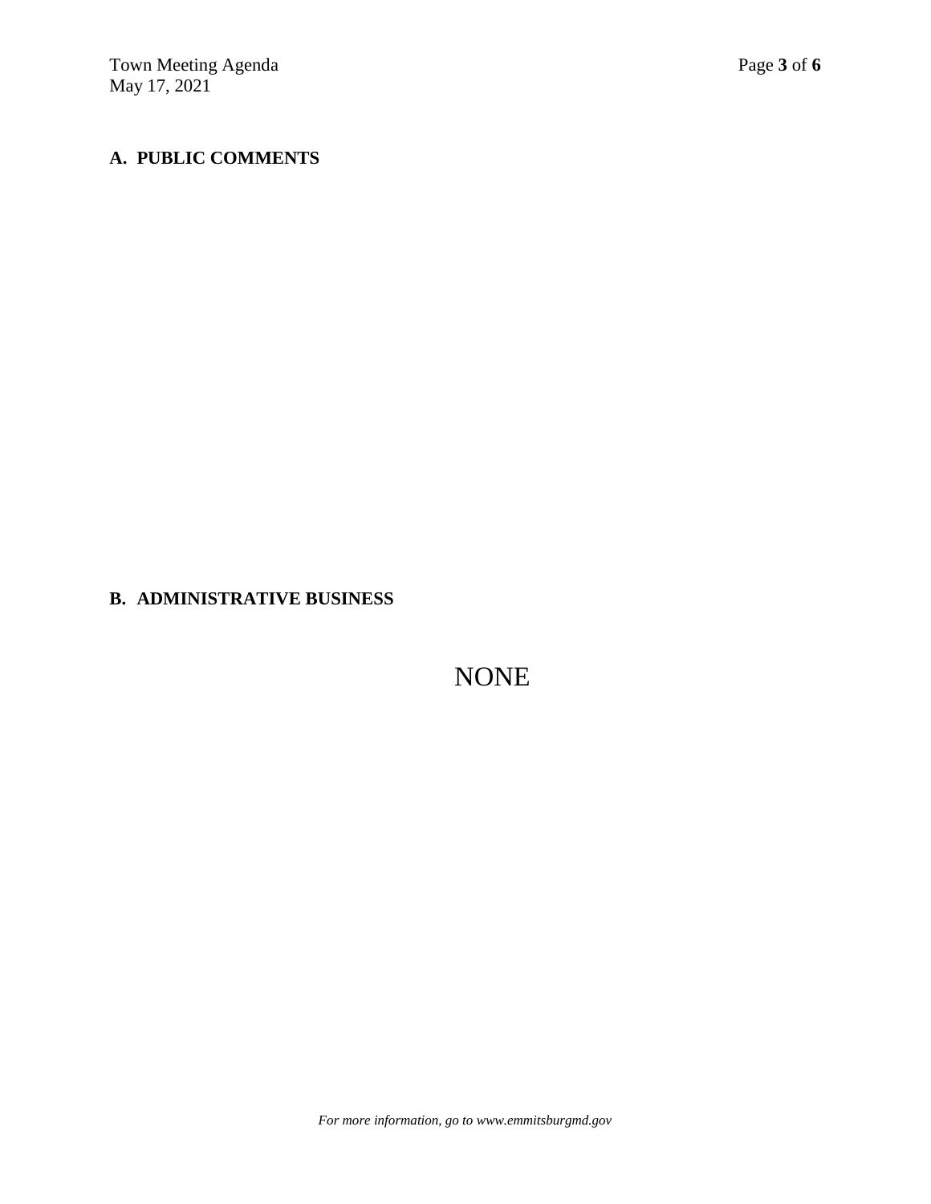**A. PUBLIC COMMENTS**

**B. ADMINISTRATIVE BUSINESS**

NONE

*For more information, go to www.emmitsburgmd.gov*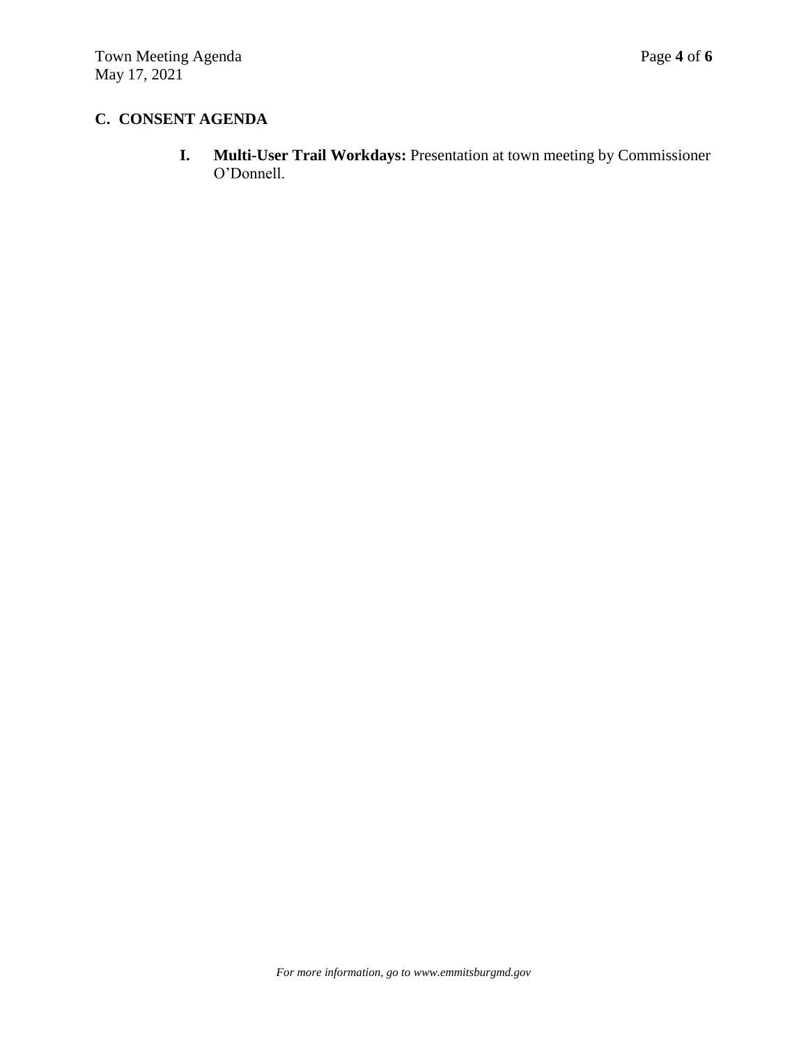## C. CONSENT AGENDA

**I. Multi-User Trail Workdays:** Presentation at town meeting by Commissioner O'Donnell.

*For more information, go to www.emmitsburgmd.gov*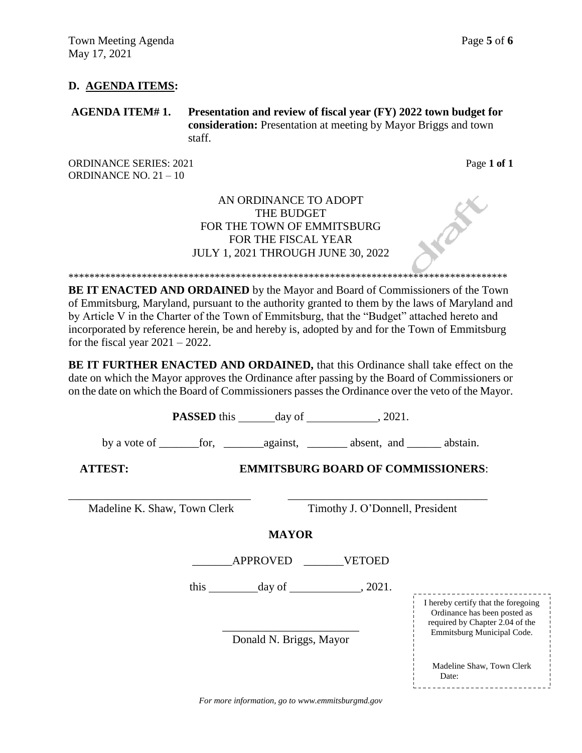## D. AGENDA ITEMS:

**AGENDA ITEM# 1. Presentation and review of fiscal year (FY) 2022 town budget for consideration:** Presentation at meeting by Mayor Briggs and town staff.

ORDINANCE SERIES: 2021
ORDINANCE NO. 21 – 10

Page **1 of 1**

AN ORDINANCE TO ADOPT
THE BUDGET
FOR THE TOWN OF EMMITSBURG
FOR THE FISCAL YEAR
JULY 1, 2021 THROUGH JUNE 30, 2022

draft

**************************************************************************************

**BE IT ENACTED AND ORDAINED** by the Mayor and Board of Commissioners of the Town of Emmitsburg, Maryland, pursuant to the authority granted to them by the laws of Maryland and by Article V in the Charter of the Town of Emmitsburg, that the "Budget" attached hereto and incorporated by reference herein, be and hereby is, adopted by and for the Town of Emmitsburg for the fiscal year 2021 – 2022.

**BE IT FURTHER ENACTED AND ORDAINED,** that this Ordinance shall take effect on the date on which the Mayor approves the Ordinance after passing by the Board of Commissioners or on the date on which the Board of Commissioners passes the Ordinance over the veto of the Mayor.

**PASSED** this ______day of ____________, 2021.

by a vote of _______for, _______against, _______ absent, and ______ abstain.

**ATTEST:** **EMMITSBURG BOARD OF COMMISSIONERS**:

_______________________________ _______________________________
Madeline K. Shaw, Town Clerk Timothy J. O'Donnell, President

**MAYOR**

_______APPROVED _______VETOED

this ________day of ____________, 2021.

_______________________
Donald N. Briggs, Mayor

I hereby certify that the foregoing Ordinance has been posted as required by Chapter 2.04 of the Emmitsburg Municipal Code.

Madeline Shaw, Town Clerk
Date:

*For more information, go to www.emmitsburgmd.gov*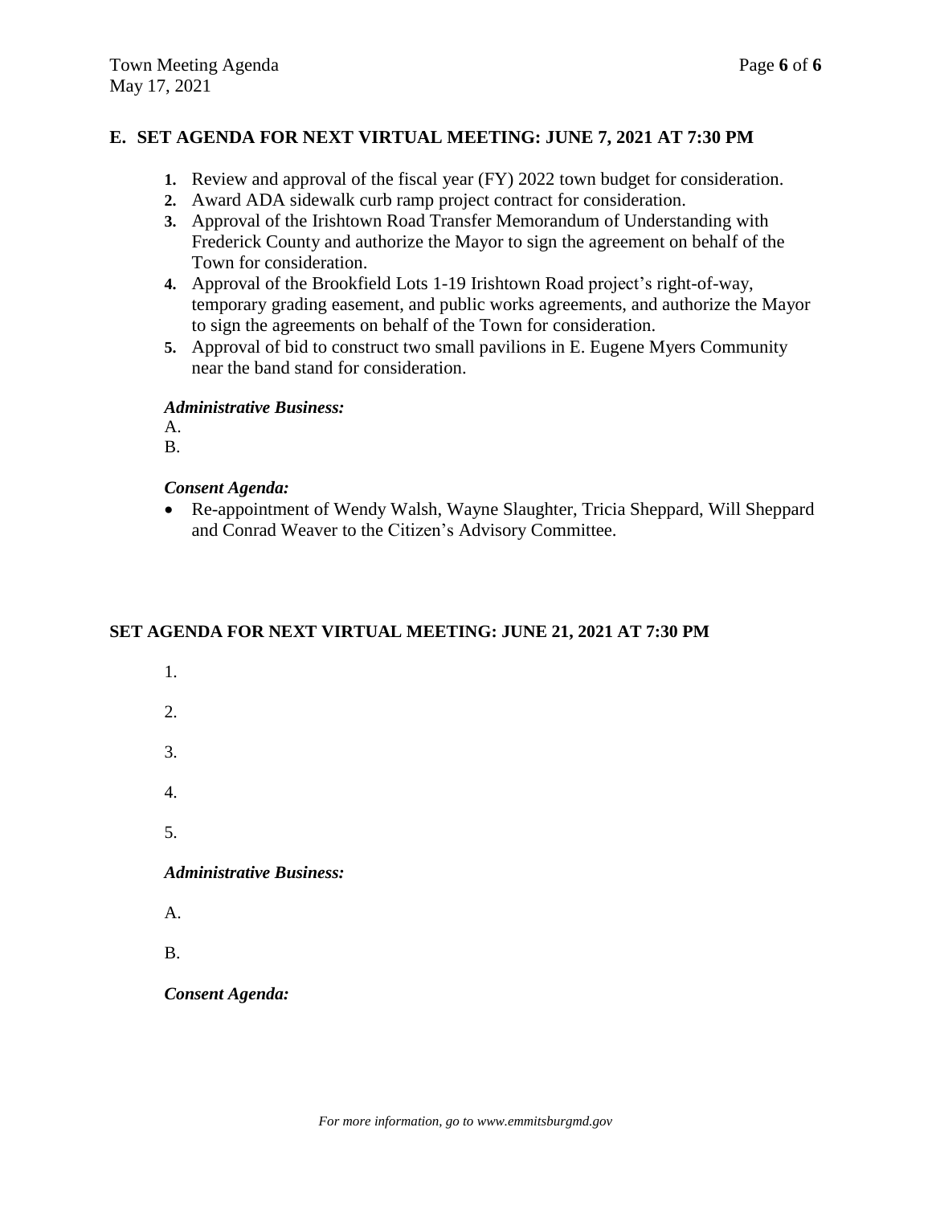## E. SET AGENDA FOR NEXT VIRTUAL MEETING: JUNE 7, 2021 AT 7:30 PM

1. Review and approval of the fiscal year (FY) 2022 town budget for consideration.
2. Award ADA sidewalk curb ramp project contract for consideration.
3. Approval of the Irishtown Road Transfer Memorandum of Understanding with Frederick County and authorize the Mayor to sign the agreement on behalf of the Town for consideration.
4. Approval of the Brookfield Lots 1-19 Irishtown Road project's right-of-way, temporary grading easement, and public works agreements, and authorize the Mayor to sign the agreements on behalf of the Town for consideration.
5. Approval of bid to construct two small pavilions in E. Eugene Myers Community near the band stand for consideration.

***Administrative Business:***

A.

B.

***Consent Agenda:***

- Re-appointment of Wendy Walsh, Wayne Slaughter, Tricia Sheppard, Will Sheppard and Conrad Weaver to the Citizen's Advisory Committee.

## SET AGENDA FOR NEXT VIRTUAL MEETING: JUNE 21, 2021 AT 7:30 PM

1.

2.

3.

4.

5.

***Administrative Business:***

A.

B.

***Consent Agenda:***

*For more information, go to www.emmitsburgmd.gov*